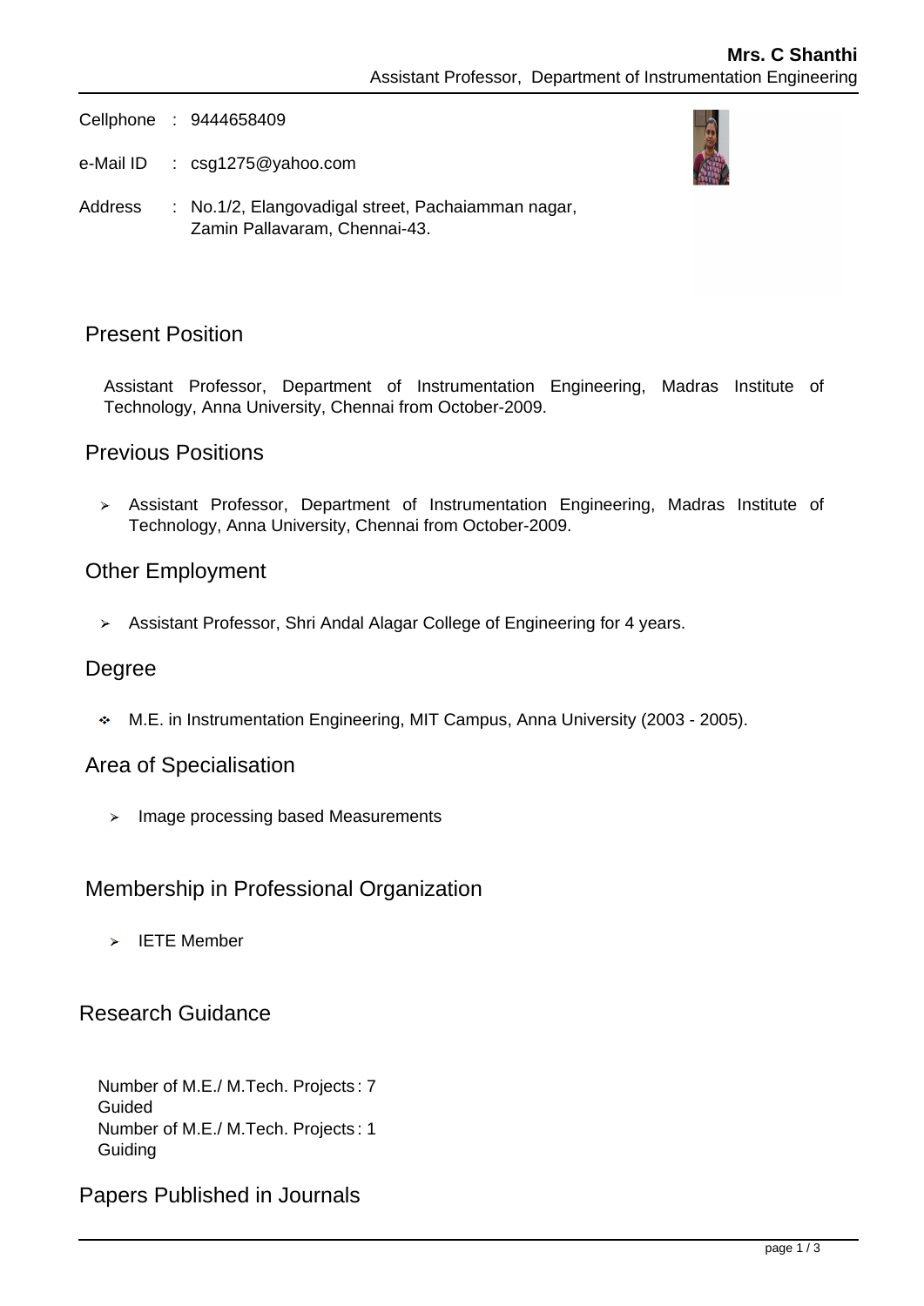**Mrs. C Shanthi**
Assistant Professor, Department of Instrumentation Engineering

Cellphone : 9444658409

e-Mail ID : csg1275@yahoo.com

Address : No.1/2, Elangovadigal street, Pachaiamman nagar, Zamin Pallavaram, Chennai-43.

## Present Position

Assistant Professor, Department of Instrumentation Engineering, Madras Institute of Technology, Anna University, Chennai from October-2009.

## Previous Positions

- Assistant Professor, Department of Instrumentation Engineering, Madras Institute of Technology, Anna University, Chennai from October-2009.

## Other Employment

- Assistant Professor, Shri Andal Alagar College of Engineering for 4 years.

## Degree

- M.E. in Instrumentation Engineering, MIT Campus, Anna University (2003 - 2005).

## Area of Specialisation

- Image processing based Measurements

## Membership in Professional Organization

- IETE Member

## Research Guidance

Number of M.E./ M.Tech. Projects Guided : 7
Number of M.E./ M.Tech. Projects Guiding : 1

## Papers Published in Journals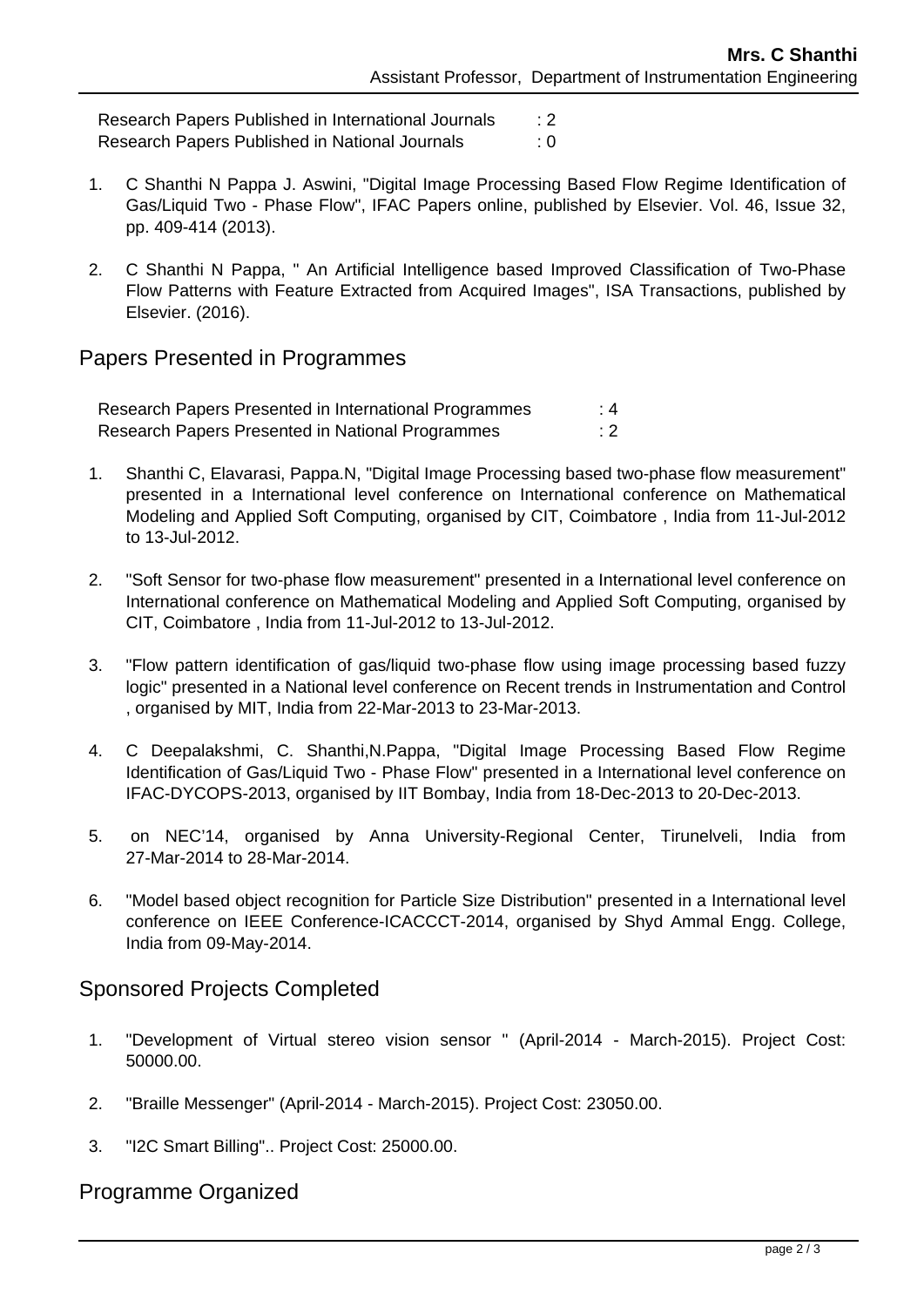Research Papers Published in International Journals : 2
Research Papers Published in National Journals : 0

1. C Shanthi N Pappa J. Aswini, "Digital Image Processing Based Flow Regime Identification of Gas/Liquid Two - Phase Flow", IFAC Papers online, published by Elsevier. Vol. 46, Issue 32, pp. 409-414 (2013).

2. C Shanthi N Pappa, " An Artificial Intelligence based Improved Classification of Two-Phase Flow Patterns with Feature Extracted from Acquired Images", ISA Transactions, published by Elsevier. (2016).

## Papers Presented in Programmes

Research Papers Presented in International Programmes : 4
Research Papers Presented in National Programmes : 2

1. Shanthi C, Elavarasi, Pappa.N, "Digital Image Processing based two-phase flow measurement" presented in a International level conference on International conference on Mathematical Modeling and Applied Soft Computing, organised by CIT, Coimbatore , India from 11-Jul-2012 to 13-Jul-2012.

2. "Soft Sensor for two-phase flow measurement" presented in a International level conference on International conference on Mathematical Modeling and Applied Soft Computing, organised by CIT, Coimbatore , India from 11-Jul-2012 to 13-Jul-2012.

3. "Flow pattern identification of gas/liquid two-phase flow using image processing based fuzzy logic" presented in a National level conference on Recent trends in Instrumentation and Control , organised by MIT, India from 22-Mar-2013 to 23-Mar-2013.

4. C Deepalakshmi, C. Shanthi,N.Pappa, "Digital Image Processing Based Flow Regime Identification of Gas/Liquid Two - Phase Flow" presented in a International level conference on IFAC-DYCOPS-2013, organised by IIT Bombay, India from 18-Dec-2013 to 20-Dec-2013.

5. on NEC'14, organised by Anna University-Regional Center, Tirunelveli, India from 27-Mar-2014 to 28-Mar-2014.

6. "Model based object recognition for Particle Size Distribution" presented in a International level conference on IEEE Conference-ICACCCT-2014, organised by Shyd Ammal Engg. College, India from 09-May-2014.

## Sponsored Projects Completed

1. "Development of Virtual stereo vision sensor " (April-2014 - March-2015). Project Cost: 50000.00.

2. "Braille Messenger" (April-2014 - March-2015). Project Cost: 23050.00.

3. "I2C Smart Billing".. Project Cost: 25000.00.

## Programme Organized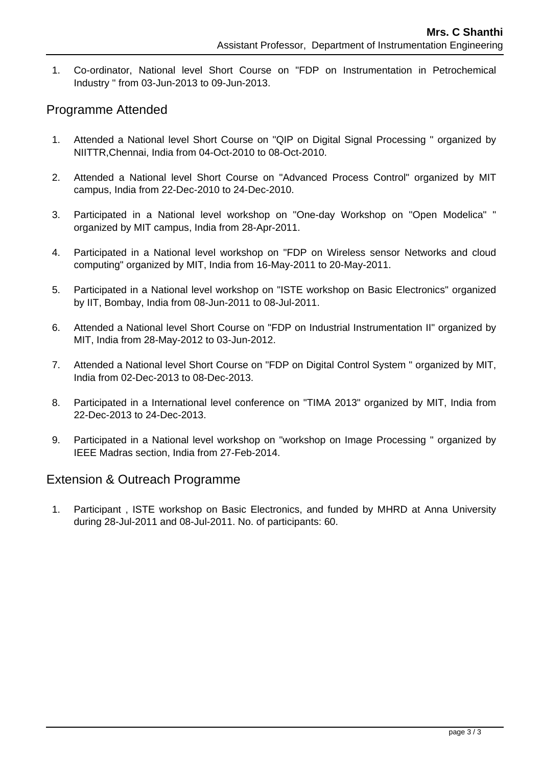1. Co-ordinator, National level Short Course on "FDP on Instrumentation in Petrochemical Industry " from 03-Jun-2013 to 09-Jun-2013.

## Programme Attended

1. Attended a National level Short Course on "QIP on Digital Signal Processing " organized by NIITTR,Chennai, India from 04-Oct-2010 to 08-Oct-2010.
2. Attended a National level Short Course on "Advanced Process Control" organized by MIT campus, India from 22-Dec-2010 to 24-Dec-2010.
3. Participated in a National level workshop on "One-day Workshop on "Open Modelica" " organized by MIT campus, India from 28-Apr-2011.
4. Participated in a National level workshop on "FDP on Wireless sensor Networks and cloud computing" organized by MIT, India from 16-May-2011 to 20-May-2011.
5. Participated in a National level workshop on "ISTE workshop on Basic Electronics" organized by IIT, Bombay, India from 08-Jun-2011 to 08-Jul-2011.
6. Attended a National level Short Course on "FDP on Industrial Instrumentation II" organized by MIT, India from 28-May-2012 to 03-Jun-2012.
7. Attended a National level Short Course on "FDP on Digital Control System " organized by MIT, India from 02-Dec-2013 to 08-Dec-2013.
8. Participated in a International level conference on "TIMA 2013" organized by MIT, India from 22-Dec-2013 to 24-Dec-2013.
9. Participated in a National level workshop on "workshop on Image Processing " organized by IEEE Madras section, India from 27-Feb-2014.

## Extension & Outreach Programme

1. Participant , ISTE workshop on Basic Electronics, and funded by MHRD at Anna University during 28-Jul-2011 and 08-Jul-2011. No. of participants: 60.